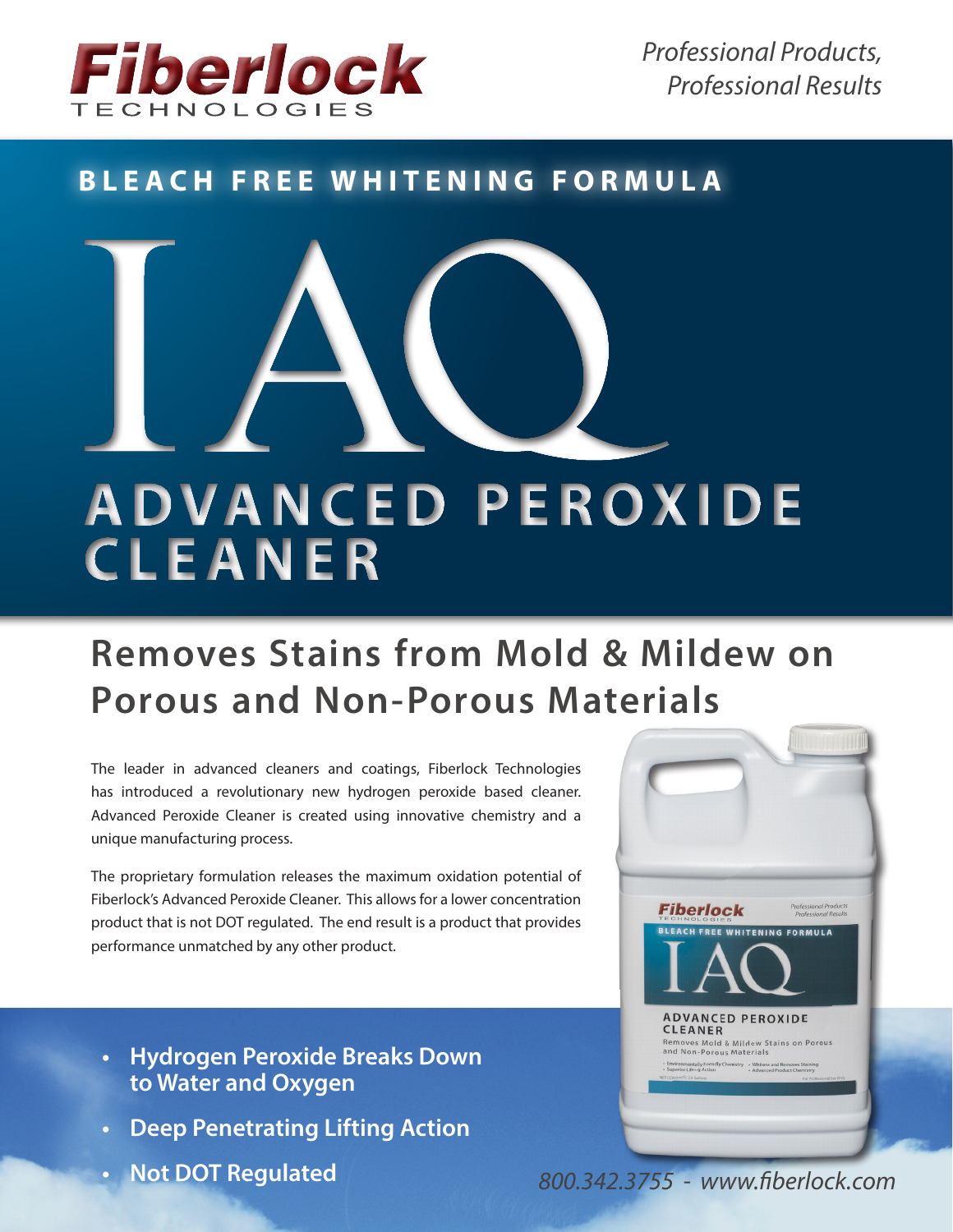Fiberlock TECHNOLOGIES

*Professional Products, Professional Results*

**BLEACH FREE WHITENING FORMULA**

# IAQ

# ADVANCED PEROXIDE CLEANER

## Removes Stains from Mold & Mildew on Porous and Non-Porous Materials

The leader in advanced cleaners and coatings, Fiberlock Technologies has introduced a revolutionary new hydrogen peroxide based cleaner. Advanced Peroxide Cleaner is created using innovative chemistry and a unique manufacturing process.

The proprietary formulation releases the maximum oxidation potential of Fiberlock's Advanced Peroxide Cleaner. This allows for a lower concentration product that is not DOT regulated. The end result is a product that provides performance unmatched by any other product.

- **Hydrogen Peroxide Breaks Down to Water and Oxygen**
- **Deep Penetrating Lifting Action**
- **Not DOT Regulated**

*800.342.3755 - www.fiberlock.com*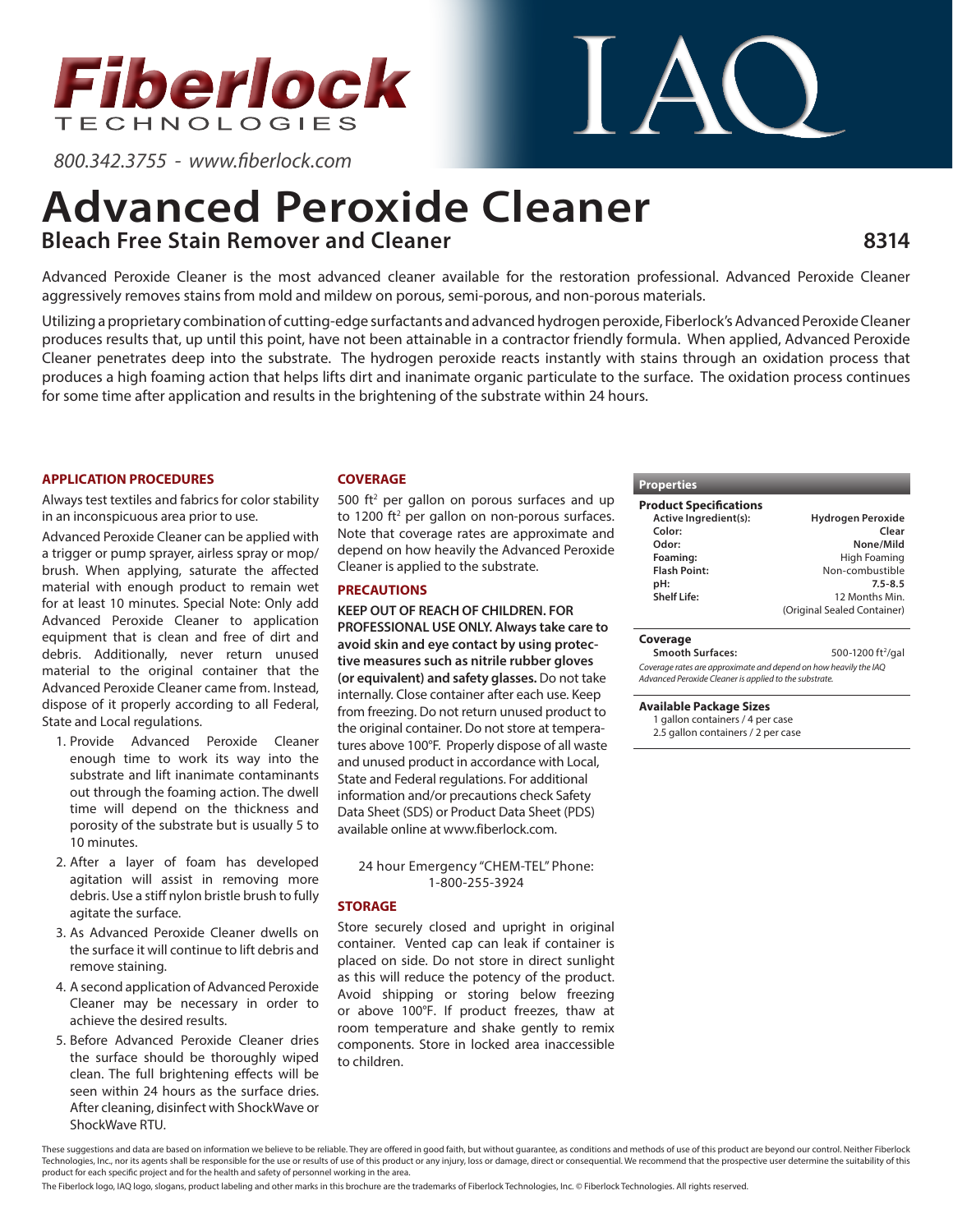Fiberlock TECHNOLOGIES

800.342.3755 - www.fiberlock.com

IAQ

# Advanced Peroxide Cleaner

## Bleach Free Stain Remover and Cleaner

**8314**

Advanced Peroxide Cleaner is the most advanced cleaner available for the restoration professional. Advanced Peroxide Cleaner aggressively removes stains from mold and mildew on porous, semi-porous, and non-porous materials.

Utilizing a proprietary combination of cutting-edge surfactants and advanced hydrogen peroxide, Fiberlock's Advanced Peroxide Cleaner produces results that, up until this point, have not been attainable in a contractor friendly formula. When applied, Advanced Peroxide Cleaner penetrates deep into the substrate. The hydrogen peroxide reacts instantly with stains through an oxidation process that produces a high foaming action that helps lifts dirt and inanimate organic particulate to the surface. The oxidation process continues for some time after application and results in the brightening of the substrate within 24 hours.

### APPLICATION PROCEDURES

Always test textiles and fabrics for color stability in an inconspicuous area prior to use.

Advanced Peroxide Cleaner can be applied with a trigger or pump sprayer, airless spray or mop/brush. When applying, saturate the affected material with enough product to remain wet for at least 10 minutes. Special Note: Only add Advanced Peroxide Cleaner to application equipment that is clean and free of dirt and debris. Additionally, never return unused material to the original container that the Advanced Peroxide Cleaner came from. Instead, dispose of it properly according to all Federal, State and Local regulations.

1. Provide Advanced Peroxide Cleaner enough time to work its way into the substrate and lift inanimate contaminants out through the foaming action. The dwell time will depend on the thickness and porosity of the substrate but is usually 5 to 10 minutes.
2. After a layer of foam has developed agitation will assist in removing more debris. Use a stiff nylon bristle brush to fully agitate the surface.
3. As Advanced Peroxide Cleaner dwells on the surface it will continue to lift debris and remove staining.
4. A second application of Advanced Peroxide Cleaner may be necessary in order to achieve the desired results.
5. Before Advanced Peroxide Cleaner dries the surface should be thoroughly wiped clean. The full brightening effects will be seen within 24 hours as the surface dries. After cleaning, disinfect with ShockWave or ShockWave RTU.

### COVERAGE

500 $ft^2$ per gallon on porous surfaces and up to 1200 $ft^2$ per gallon on non-porous surfaces. Note that coverage rates are approximate and depend on how heavily the Advanced Peroxide Cleaner is applied to the substrate.

### PRECAUTIONS

**KEEP OUT OF REACH OF CHILDREN. FOR PROFESSIONAL USE ONLY. Always take care to avoid skin and eye contact by using protective measures such as nitrile rubber gloves (or equivalent) and safety glasses.** Do not take internally. Close container after each use. Keep from freezing. Do not return unused product to the original container. Do not store at temperatures above 100°F. Properly dispose of all waste and unused product in accordance with Local, State and Federal regulations. For additional information and/or precautions check Safety Data Sheet (SDS) or Product Data Sheet (PDS) available online at www.fiberlock.com.

24 hour Emergency "CHEM-TEL" Phone: 1-800-255-3924

### STORAGE

Store securely closed and upright in original container. Vented cap can leak if container is placed on side. Do not store in direct sunlight as this will reduce the potency of the product. Avoid shipping or storing below freezing or above 100°F. If product freezes, thaw at room temperature and shake gently to remix components. Store in locked area inaccessible to children.

### Properties

**Product Specifications**

| | |
|---|---|
| **Active Ingredient(s):** | **Hydrogen Peroxide** |
| **Color:** | **Clear** |
| **Odor:** | **None/Mild** |
| **Foaming:** | High Foaming |
| **Flash Point:** | Non-combustible |
| **pH:** | **7.5-8.5** |
| **Shelf Life:** | 12 Months Min. (Original Sealed Container) |

**Coverage**

| | |
|---|---|
| **Smooth Surfaces:** | 500-1200 $ft^2$/gal |

*Coverage rates are approximate and depend on how heavily the IAQ Advanced Peroxide Cleaner is applied to the substrate.*

**Available Package Sizes**

1 gallon containers / 4 per case
2.5 gallon containers / 2 per case

These suggestions and data are based on information we believe to be reliable. They are offered in good faith, but without guarantee, as conditions and methods of use of this product are beyond our control. Neither Fiberlock Technologies, Inc., nor its agents shall be responsible for the use or results of use of this product or any injury, loss or damage, direct or consequential. We recommend that the prospective user determine the suitability of this product for each specific project and for the health and safety of personnel working in the area.

The Fiberlock logo, IAQ logo, slogans, product labeling and other marks in this brochure are the trademarks of Fiberlock Technologies, Inc. © Fiberlock Technologies. All rights reserved.